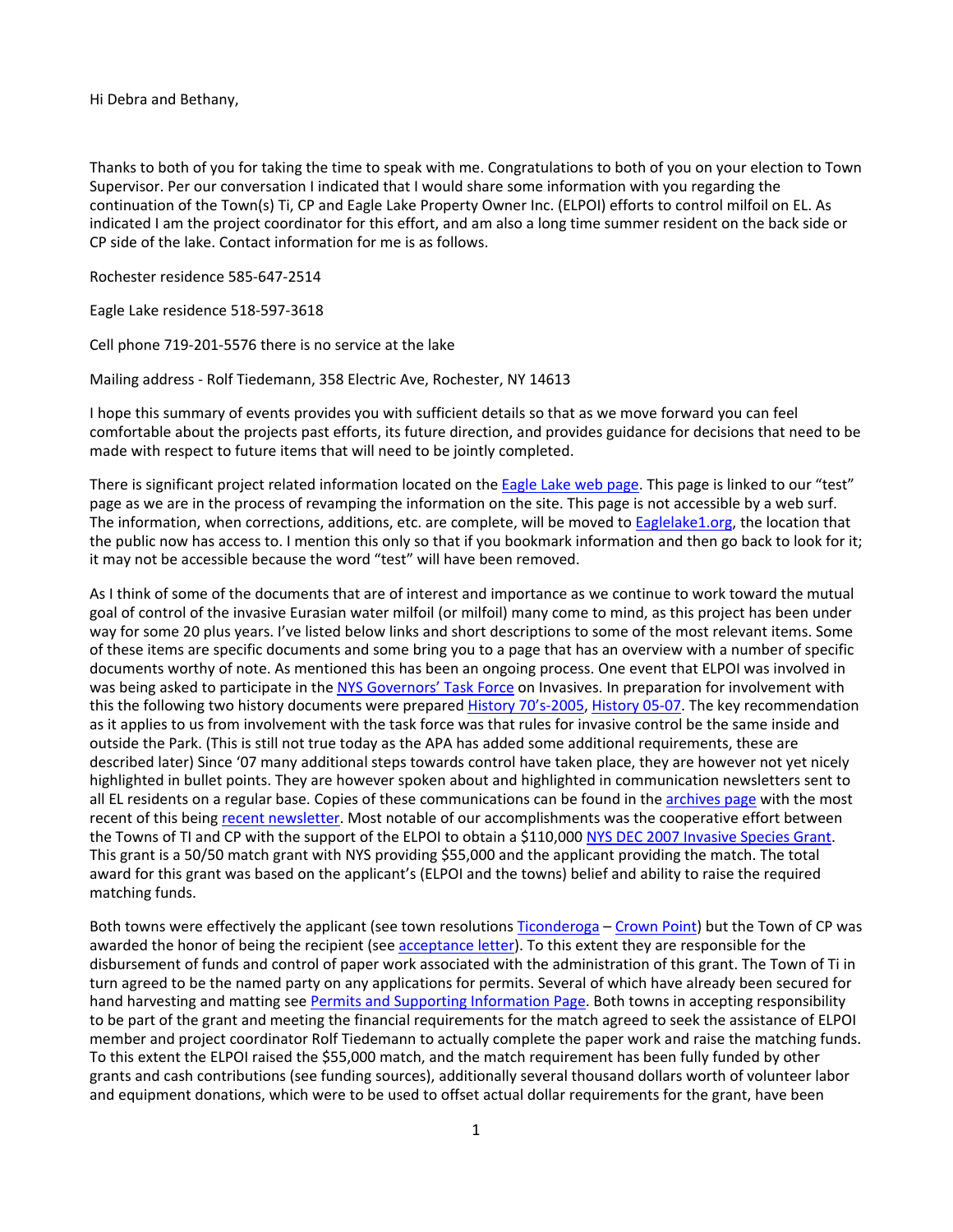Hi Debra and Bethany,

Thanks to both of you for taking the time to speak with me. Congratulations to both of you on your election to Town Supervisor. Per our conversation I indicated that I would share some information with you regarding the continuation of the Town(s) Ti, CP and Eagle Lake Property Owner Inc. (ELPOI) efforts to control milfoil on EL. As indicated I am the project coordinator for this effort, and am also a long time summer resident on the back side or CP side of the lake. Contact information for me is as follows.

Rochester residence 585-647-2514

Eagle Lake residence 518-597-3618

Cell phone 719-201-5576 there is no service at the lake

Mailing address - Rolf Tiedemann, 358 Electric Ave, Rochester, NY 14613

I hope this summary of events provides you with sufficient details so that as we move forward you can feel comfortable about the projects past efforts, its future direction, and provides guidance for decisions that need to be made with respect to future items that will need to be jointly completed.

There is significant project related information located on the Eagle Lake web page. This page is linked to our "test" page as we are in the process of revamping the information on the site. This page is not accessible by a web surf. The information, when corrections, additions, etc. are complete, will be moved to Eaglelake1.org, the location that the public now has access to. I mention this only so that if you bookmark information and then go back to look for it; it may not be accessible because the word "test" will have been removed.

As I think of some of the documents that are of interest and importance as we continue to work toward the mutual goal of control of the invasive Eurasian water milfoil (or milfoil) many come to mind, as this project has been under way for some 20 plus years. I've listed below links and short descriptions to some of the most relevant items. Some of these items are specific documents and some bring you to a page that has an overview with a number of specific documents worthy of note. As mentioned this has been an ongoing process. One event that ELPOI was involved in was being asked to participate in the NYS Governors' Task Force on Invasives. In preparation for involvement with this the following two history documents were prepared History 70's-2005, History 05-07. The key recommendation as it applies to us from involvement with the task force was that rules for invasive control be the same inside and outside the Park. (This is still not true today as the APA has added some additional requirements, these are described later) Since '07 many additional steps towards control have taken place, they are however not yet nicely highlighted in bullet points. They are however spoken about and highlighted in communication newsletters sent to all EL residents on a regular base. Copies of these communications can be found in the archives page with the most recent of this being recent newsletter. Most notable of our accomplishments was the cooperative effort between the Towns of TI and CP with the support of the ELPOI to obtain a $110,000 NYS DEC 2007 Invasive Species Grant. This grant is a 50/50 match grant with NYS providing $55,000 and the applicant providing the match. The total award for this grant was based on the applicant's (ELPOI and the towns) belief and ability to raise the required matching funds.

Both towns were effectively the applicant (see town resolutions Ticonderoga – Crown Point) but the Town of CP was awarded the honor of being the recipient (see acceptance letter). To this extent they are responsible for the disbursement of funds and control of paper work associated with the administration of this grant. The Town of Ti in turn agreed to be the named party on any applications for permits. Several of which have already been secured for hand harvesting and matting see Permits and Supporting Information Page. Both towns in accepting responsibility to be part of the grant and meeting the financial requirements for the match agreed to seek the assistance of ELPOI member and project coordinator Rolf Tiedemann to actually complete the paper work and raise the matching funds. To this extent the ELPOI raised the $55,000 match, and the match requirement has been fully funded by other grants and cash contributions (see funding sources), additionally several thousand dollars worth of volunteer labor and equipment donations, which were to be used to offset actual dollar requirements for the grant, have been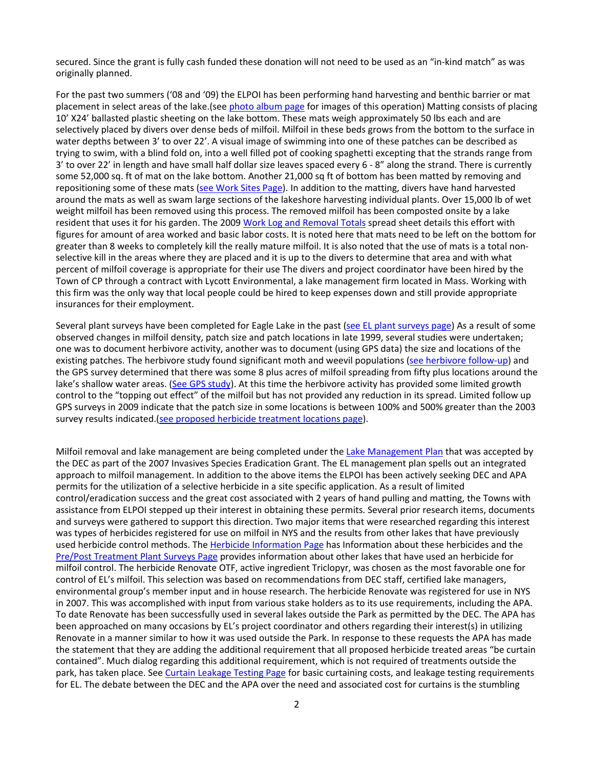secured. Since the grant is fully cash funded these donation will not need to be used as an "in-kind match" as was originally planned.

For the past two summers ('08 and '09) the ELPOI has been performing hand harvesting and benthic barrier or mat placement in select areas of the lake.(see photo album page for images of this operation) Matting consists of placing 10' X24' ballasted plastic sheeting on the lake bottom. These mats weigh approximately 50 lbs each and are selectively placed by divers over dense beds of milfoil. Milfoil in these beds grows from the bottom to the surface in water depths between 3' to over 22'. A visual image of swimming into one of these patches can be described as trying to swim, with a blind fold on, into a well filled pot of cooking spaghetti excepting that the strands range from 3' to over 22' in length and have small half dollar size leaves spaced every 6 - 8" along the strand. There is currently some 52,000 sq. ft of mat on the lake bottom. Another 21,000 sq ft of bottom has been matted by removing and repositioning some of these mats (see Work Sites Page). In addition to the matting, divers have hand harvested around the mats as well as swam large sections of the lakeshore harvesting individual plants. Over 15,000 lb of wet weight milfoil has been removed using this process. The removed milfoil has been composted onsite by a lake resident that uses it for his garden. The 2009 Work Log and Removal Totals spread sheet details this effort with figures for amount of area worked and basic labor costs. It is noted here that mats need to be left on the bottom for greater than 8 weeks to completely kill the really mature milfoil. It is also noted that the use of mats is a total non-selective kill in the areas where they are placed and it is up to the divers to determine that area and with what percent of milfoil coverage is appropriate for their use The divers and project coordinator have been hired by the Town of CP through a contract with Lycott Environmental, a lake management firm located in Mass. Working with this firm was the only way that local people could be hired to keep expenses down and still provide appropriate insurances for their employment.

Several plant surveys have been completed for Eagle Lake in the past (see EL plant surveys page) As a result of some observed changes in milfoil density, patch size and patch locations in late 1999, several studies were undertaken; one was to document herbivore activity, another was to document (using GPS data) the size and locations of the existing patches. The herbivore study found significant moth and weevil populations (see herbivore follow-up) and the GPS survey determined that there was some 8 plus acres of milfoil spreading from fifty plus locations around the lake's shallow water areas. (See GPS study). At this time the herbivore activity has provided some limited growth control to the "topping out effect" of the milfoil but has not provided any reduction in its spread. Limited follow up GPS surveys in 2009 indicate that the patch size in some locations is between 100% and 500% greater than the 2003 survey results indicated.(see proposed herbicide treatment locations page).

Milfoil removal and lake management are being completed under the Lake Management Plan that was accepted by the DEC as part of the 2007 Invasives Species Eradication Grant. The EL management plan spells out an integrated approach to milfoil management. In addition to the above items the ELPOI has been actively seeking DEC and APA permits for the utilization of a selective herbicide in a site specific application. As a result of limited control/eradication success and the great cost associated with 2 years of hand pulling and matting, the Towns with assistance from ELPOI stepped up their interest in obtaining these permits. Several prior research items, documents and surveys were gathered to support this direction. Two major items that were researched regarding this interest was types of herbicides registered for use on milfoil in NYS and the results from other lakes that have previously used herbicide control methods. The Herbicide Information Page has Information about these herbicides and the Pre/Post Treatment Plant Surveys Page provides information about other lakes that have used an herbicide for milfoil control. The herbicide Renovate OTF, active ingredient Triclopyr, was chosen as the most favorable one for control of EL's milfoil. This selection was based on recommendations from DEC staff, certified lake managers, environmental group's member input and in house research. The herbicide Renovate was registered for use in NYS in 2007. This was accomplished with input from various stake holders as to its use requirements, including the APA. To date Renovate has been successfully used in several lakes outside the Park as permitted by the DEC. The APA has been approached on many occasions by EL's project coordinator and others regarding their interest(s) in utilizing Renovate in a manner similar to how it was used outside the Park. In response to these requests the APA has made the statement that they are adding the additional requirement that all proposed herbicide treated areas "be curtain contained". Much dialog regarding this additional requirement, which is not required of treatments outside the park, has taken place. See Curtain Leakage Testing Page for basic curtaining costs, and leakage testing requirements for EL. The debate between the DEC and the APA over the need and associated cost for curtains is the stumbling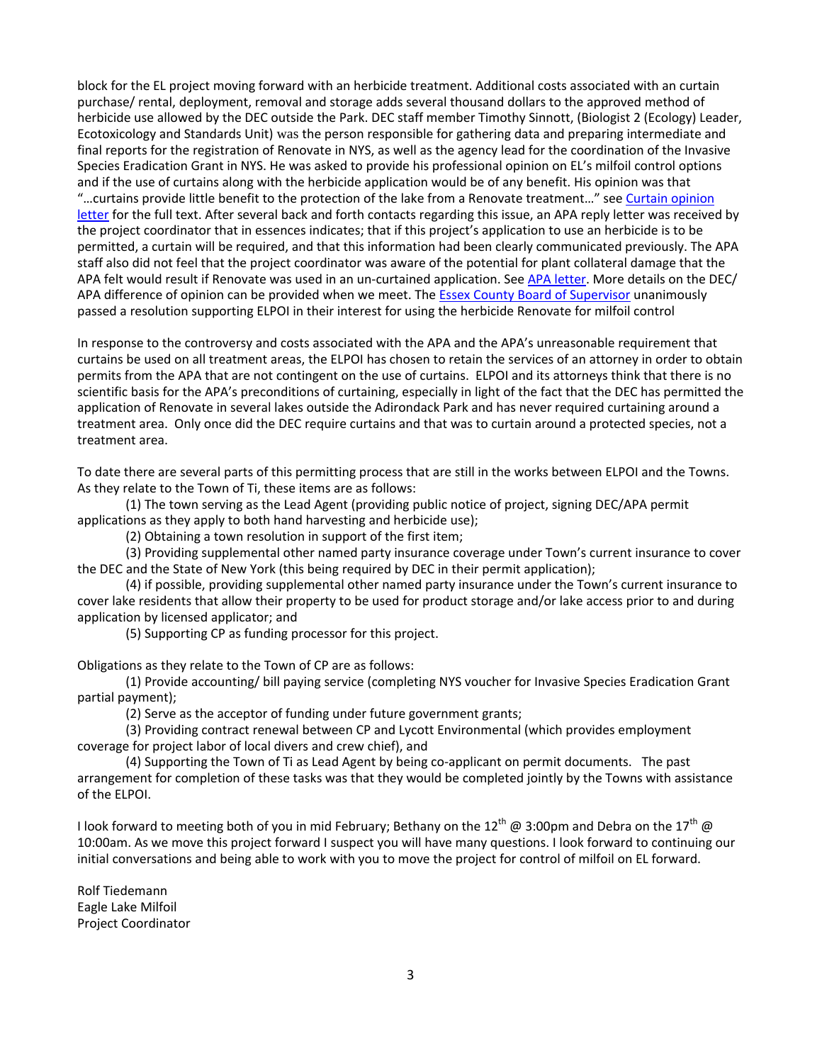block for the EL project moving forward with an herbicide treatment. Additional costs associated with an curtain purchase/ rental, deployment, removal and storage adds several thousand dollars to the approved method of herbicide use allowed by the DEC outside the Park. DEC staff member Timothy Sinnott, (Biologist 2 (Ecology) Leader, Ecotoxicology and Standards Unit) was the person responsible for gathering data and preparing intermediate and final reports for the registration of Renovate in NYS, as well as the agency lead for the coordination of the Invasive Species Eradication Grant in NYS. He was asked to provide his professional opinion on EL's milfoil control options and if the use of curtains along with the herbicide application would be of any benefit. His opinion was that "…curtains provide little benefit to the protection of the lake from a Renovate treatment…" see Curtain opinion letter for the full text. After several back and forth contacts regarding this issue, an APA reply letter was received by the project coordinator that in essences indicates; that if this project's application to use an herbicide is to be permitted, a curtain will be required, and that this information had been clearly communicated previously. The APA staff also did not feel that the project coordinator was aware of the potential for plant collateral damage that the APA felt would result if Renovate was used in an un-curtained application. See APA letter. More details on the DEC/ APA difference of opinion can be provided when we meet. The Essex County Board of Supervisor unanimously passed a resolution supporting ELPOI in their interest for using the herbicide Renovate for milfoil control

In response to the controversy and costs associated with the APA and the APA's unreasonable requirement that curtains be used on all treatment areas, the ELPOI has chosen to retain the services of an attorney in order to obtain permits from the APA that are not contingent on the use of curtains. ELPOI and its attorneys think that there is no scientific basis for the APA's preconditions of curtaining, especially in light of the fact that the DEC has permitted the application of Renovate in several lakes outside the Adirondack Park and has never required curtaining around a treatment area. Only once did the DEC require curtains and that was to curtain around a protected species, not a treatment area.

To date there are several parts of this permitting process that are still in the works between ELPOI and the Towns. As they relate to the Town of Ti, these items are as follows:

(1) The town serving as the Lead Agent (providing public notice of project, signing DEC/APA permit applications as they apply to both hand harvesting and herbicide use);

(2) Obtaining a town resolution in support of the first item;

(3) Providing supplemental other named party insurance coverage under Town's current insurance to cover the DEC and the State of New York (this being required by DEC in their permit application);

(4) if possible, providing supplemental other named party insurance under the Town's current insurance to cover lake residents that allow their property to be used for product storage and/or lake access prior to and during application by licensed applicator; and

(5) Supporting CP as funding processor for this project.

Obligations as they relate to the Town of CP are as follows:

(1) Provide accounting/ bill paying service (completing NYS voucher for Invasive Species Eradication Grant partial payment);

(2) Serve as the acceptor of funding under future government grants;

(3) Providing contract renewal between CP and Lycott Environmental (which provides employment coverage for project labor of local divers and crew chief), and

(4) Supporting the Town of Ti as Lead Agent by being co-applicant on permit documents. The past arrangement for completion of these tasks was that they would be completed jointly by the Towns with assistance of the ELPOI.

I look forward to meeting both of you in mid February; Bethany on the 12th @ 3:00pm and Debra on the 17th @ 10:00am. As we move this project forward I suspect you will have many questions. I look forward to continuing our initial conversations and being able to work with you to move the project for control of milfoil on EL forward.

Rolf Tiedemann
Eagle Lake Milfoil
Project Coordinator